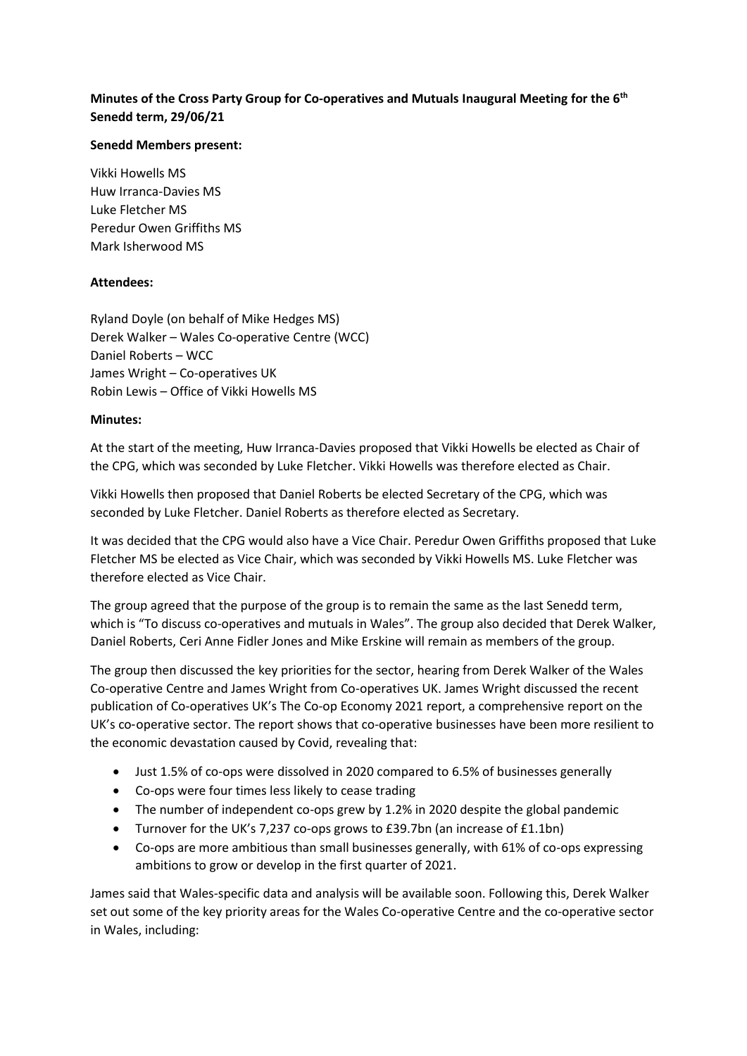**Minutes of the Cross Party Group for Co-operatives and Mutuals Inaugural Meeting for the 6th Senedd term, 29/06/21**

**Senedd Members present:**

Vikki Howells MS
Huw Irranca-Davies MS
Luke Fletcher MS
Peredur Owen Griffiths MS
Mark Isherwood MS

**Attendees:**

Ryland Doyle (on behalf of Mike Hedges MS)
Derek Walker – Wales Co-operative Centre (WCC)
Daniel Roberts – WCC
James Wright – Co-operatives UK
Robin Lewis – Office of Vikki Howells MS

**Minutes:**

At the start of the meeting, Huw Irranca-Davies proposed that Vikki Howells be elected as Chair of the CPG, which was seconded by Luke Fletcher. Vikki Howells was therefore elected as Chair.

Vikki Howells then proposed that Daniel Roberts be elected Secretary of the CPG, which was seconded by Luke Fletcher. Daniel Roberts as therefore elected as Secretary.

It was decided that the CPG would also have a Vice Chair. Peredur Owen Griffiths proposed that Luke Fletcher MS be elected as Vice Chair, which was seconded by Vikki Howells MS. Luke Fletcher was therefore elected as Vice Chair.

The group agreed that the purpose of the group is to remain the same as the last Senedd term, which is "To discuss co-operatives and mutuals in Wales". The group also decided that Derek Walker, Daniel Roberts, Ceri Anne Fidler Jones and Mike Erskine will remain as members of the group.

The group then discussed the key priorities for the sector, hearing from Derek Walker of the Wales Co-operative Centre and James Wright from Co-operatives UK. James Wright discussed the recent publication of Co-operatives UK's The Co-op Economy 2021 report, a comprehensive report on the UK's co-operative sector. The report shows that co-operative businesses have been more resilient to the economic devastation caused by Covid, revealing that:

- Just 1.5% of co-ops were dissolved in 2020 compared to 6.5% of businesses generally
- Co-ops were four times less likely to cease trading
- The number of independent co-ops grew by 1.2% in 2020 despite the global pandemic
- Turnover for the UK's 7,237 co-ops grows to £39.7bn (an increase of £1.1bn)
- Co-ops are more ambitious than small businesses generally, with 61% of co-ops expressing ambitions to grow or develop in the first quarter of 2021.

James said that Wales-specific data and analysis will be available soon. Following this, Derek Walker set out some of the key priority areas for the Wales Co-operative Centre and the co-operative sector in Wales, including: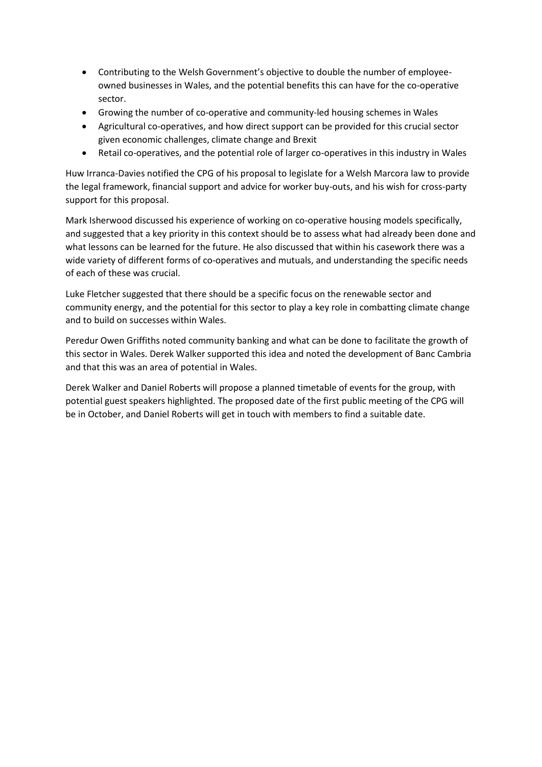- Contributing to the Welsh Government's objective to double the number of employee-owned businesses in Wales, and the potential benefits this can have for the co-operative sector.
- Growing the number of co-operative and community-led housing schemes in Wales
- Agricultural co-operatives, and how direct support can be provided for this crucial sector given economic challenges, climate change and Brexit
- Retail co-operatives, and the potential role of larger co-operatives in this industry in Wales

Huw Irranca-Davies notified the CPG of his proposal to legislate for a Welsh Marcora law to provide the legal framework, financial support and advice for worker buy-outs, and his wish for cross-party support for this proposal.

Mark Isherwood discussed his experience of working on co-operative housing models specifically, and suggested that a key priority in this context should be to assess what had already been done and what lessons can be learned for the future. He also discussed that within his casework there was a wide variety of different forms of co-operatives and mutuals, and understanding the specific needs of each of these was crucial.

Luke Fletcher suggested that there should be a specific focus on the renewable sector and community energy, and the potential for this sector to play a key role in combatting climate change and to build on successes within Wales.

Peredur Owen Griffiths noted community banking and what can be done to facilitate the growth of this sector in Wales. Derek Walker supported this idea and noted the development of Banc Cambria and that this was an area of potential in Wales.

Derek Walker and Daniel Roberts will propose a planned timetable of events for the group, with potential guest speakers highlighted. The proposed date of the first public meeting of the CPG will be in October, and Daniel Roberts will get in touch with members to find a suitable date.